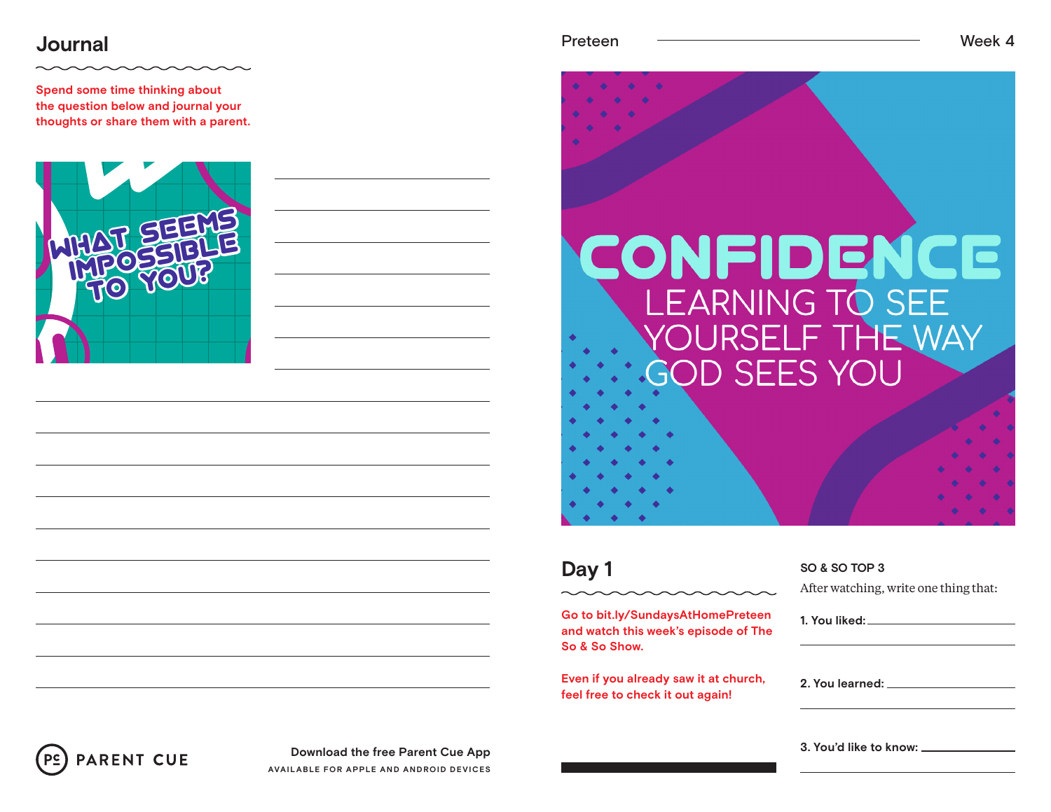## Journal

Spend some time thinking about the question below and journal your thoughts or share them with a parent.

WHAT SEEMS IMPOSSIBLE TO YOU?

PARENT CUE

Download the free Parent Cue App

AVAILABLE FOR APPLE AND ANDROID DEVICES

Preteen — Week 4

# CONFIDENCE

LEARNING TO SEE YOURSELF THE WAY GOD SEES YOU

## Day 1

Go to bit.ly/SundaysAtHomePreteen and watch this week's episode of The So & So Show.

Even if you already saw it at church, feel free to check it out again!

**SO & SO TOP 3**

After watching, write one thing that:

1. You liked:
2. You learned:
3. You'd like to know: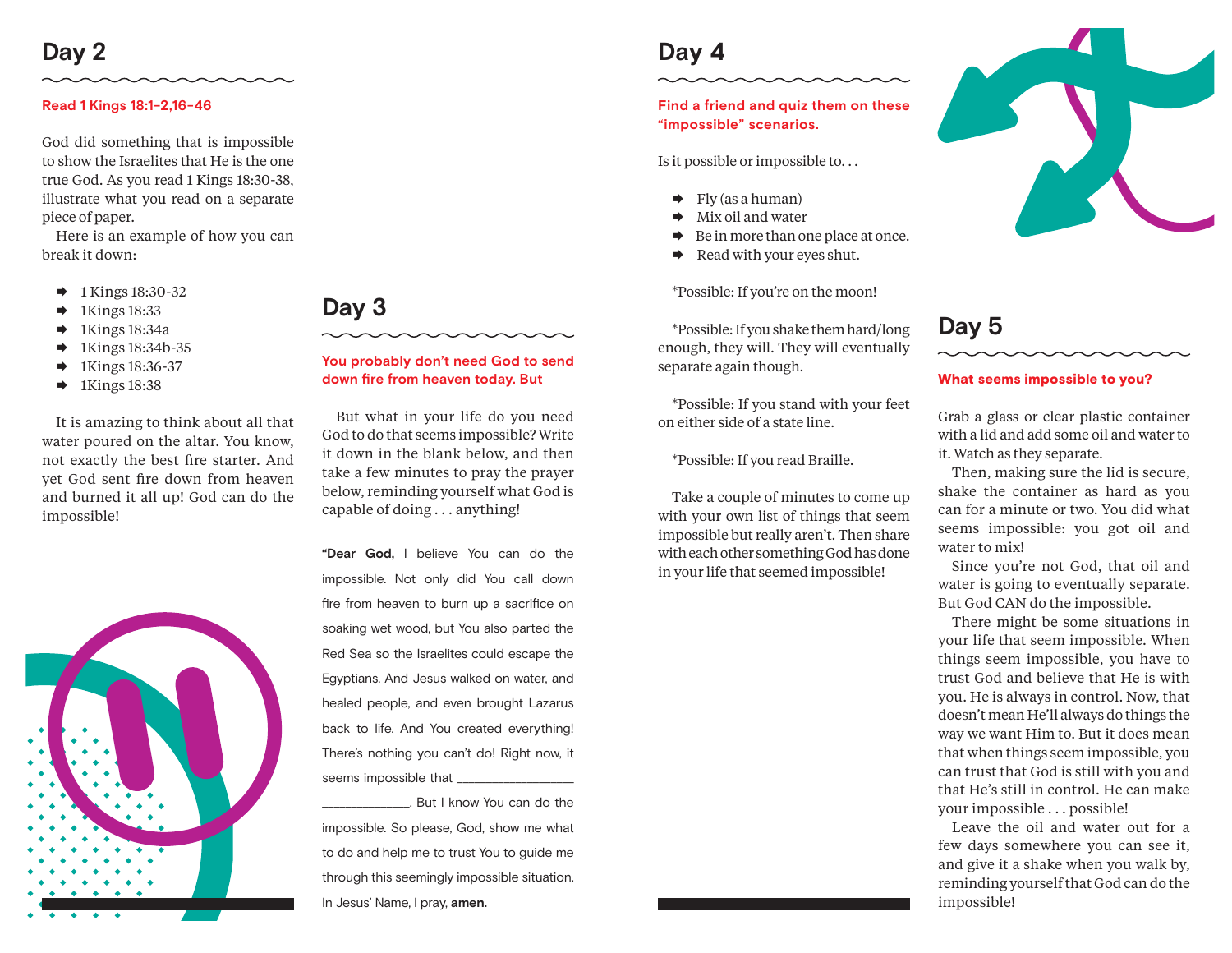## Day 2

**Read 1 Kings 18:1-2,16-46**

God did something that is impossible to show the Israelites that He is the one true God. As you read 1 Kings 18:30-38, illustrate what you read on a separate piece of paper.

Here is an example of how you can break it down:

- 1 Kings 18:30-32
- 1Kings 18:33
- 1Kings 18:34a
- 1Kings 18:34b-35
- 1Kings 18:36-37
- 1Kings 18:38

It is amazing to think about all that water poured on the altar. You know, not exactly the best fire starter. And yet God sent fire down from heaven and burned it all up! God can do the impossible!

## Day 3

**You probably don't need God to send down fire from heaven today. But**

But what in your life do you need God to do that seems impossible? Write it down in the blank below, and then take a few minutes to pray the prayer below, reminding yourself what God is capable of doing . . . anything!

"**Dear God,** I believe You can do the impossible. Not only did You call down fire from heaven to burn up a sacrifice on soaking wet wood, but You also parted the Red Sea so the Israelites could escape the Egyptians. And Jesus walked on water, and healed people, and even brought Lazarus back to life. And You created everything! There's nothing you can't do! Right now, it seems impossible that ________________ ____________. But I know You can do the impossible. So please, God, show me what to do and help me to trust You to guide me through this seemingly impossible situation. In Jesus' Name, I pray, **amen.**

## Day 4

**Find a friend and quiz them on these "impossible" scenarios.**

Is it possible or impossible to. . .

- Fly (as a human)
- Mix oil and water
- Be in more than one place at once.
- Read with your eyes shut.

*Possible: If you're on the moon!

*Possible: If you shake them hard/long enough, they will. They will eventually separate again though.

*Possible: If you stand with your feet on either side of a state line.

*Possible: If you read Braille.

Take a couple of minutes to come up with your own list of things that seem impossible but really aren't. Then share with each other something God has done in your life that seemed impossible!

## Day 5

**What seems impossible to you?**

Grab a glass or clear plastic container with a lid and add some oil and water to it. Watch as they separate.

Then, making sure the lid is secure, shake the container as hard as you can for a minute or two. You did what seems impossible: you got oil and water to mix!

Since you're not God, that oil and water is going to eventually separate. But God CAN do the impossible.

There might be some situations in your life that seem impossible. When things seem impossible, you have to trust God and believe that He is with you. He is always in control. Now, that doesn't mean He'll always do things the way we want Him to. But it does mean that when things seem impossible, you can trust that God is still with you and that He's still in control. He can make your impossible . . . possible!

Leave the oil and water out for a few days somewhere you can see it, and give it a shake when you walk by, reminding yourself that God can do the impossible!